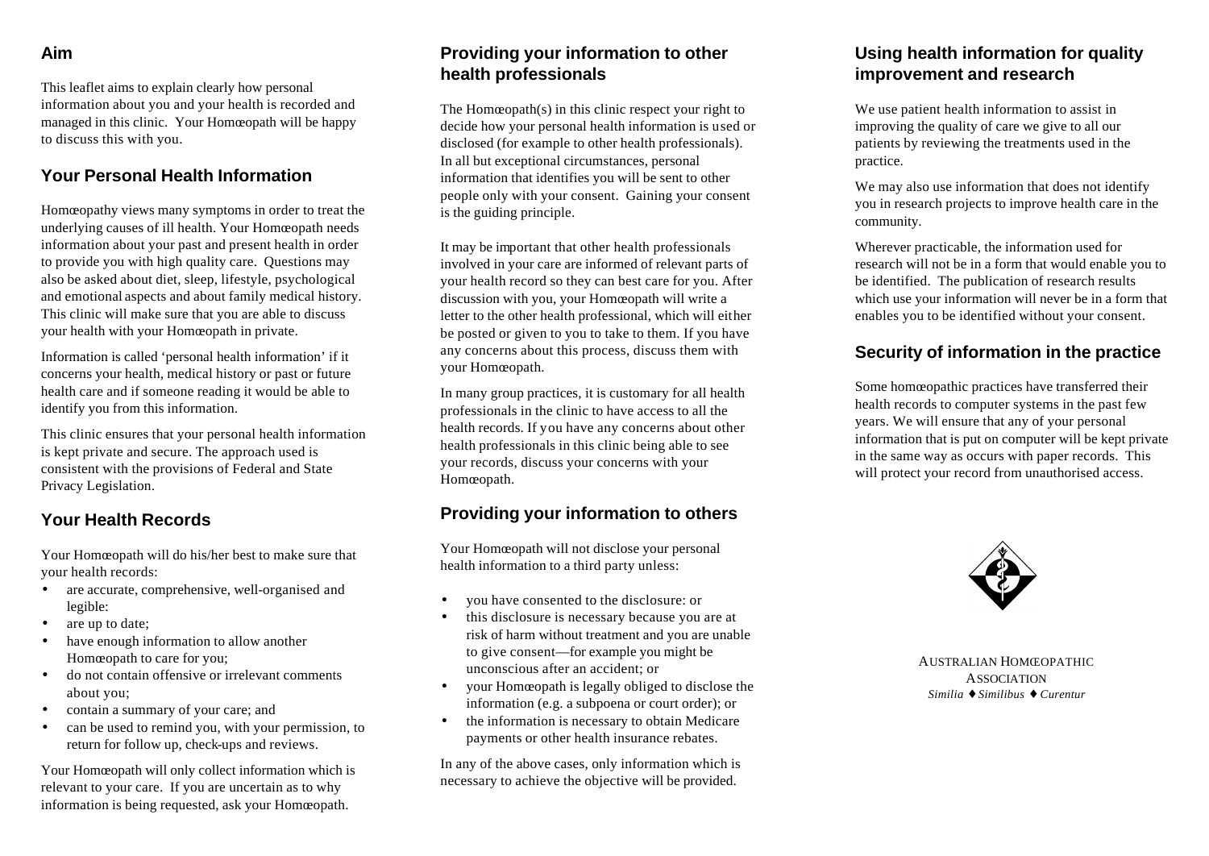## Aim

This leaflet aims to explain clearly how personal information about you and your health is recorded and managed in this clinic. Your Homœopath will be happy to discuss this with you.

## Your Personal Health Information

Homœopathy views many symptoms in order to treat the underlying causes of ill health. Your Homœopath needs information about your past and present health in order to provide you with high quality care. Questions may also be asked about diet, sleep, lifestyle, psychological and emotional aspects and about family medical history. This clinic will make sure that you are able to discuss your health with your Homœopath in private.

Information is called 'personal health information' if it concerns your health, medical history or past or future health care and if someone reading it would be able to identify you from this information.

This clinic ensures that your personal health information is kept private and secure. The approach used is consistent with the provisions of Federal and State Privacy Legislation.

## Your Health Records

Your Homœopath will do his/her best to make sure that your health records:

- are accurate, comprehensive, well-organised and legible:
- are up to date;
- have enough information to allow another Homœopath to care for you;
- do not contain offensive or irrelevant comments about you;
- contain a summary of your care; and
- can be used to remind you, with your permission, to return for follow up, check-ups and reviews.

Your Homœopath will only collect information which is relevant to your care. If you are uncertain as to why information is being requested, ask your Homœopath.

## Providing your information to other health professionals

The Homœopath(s) in this clinic respect your right to decide how your personal health information is used or disclosed (for example to other health professionals). In all but exceptional circumstances, personal information that identifies you will be sent to other people only with your consent. Gaining your consent is the guiding principle.

It may be important that other health professionals involved in your care are informed of relevant parts of your health record so they can best care for you. After discussion with you, your Homœopath will write a letter to the other health professional, which will either be posted or given to you to take to them. If you have any concerns about this process, discuss them with your Homœopath.

In many group practices, it is customary for all health professionals in the clinic to have access to all the health records. If you have any concerns about other health professionals in this clinic being able to see your records, discuss your concerns with your Homœopath.

## Providing your information to others

Your Homœopath will not disclose your personal health information to a third party unless:

- you have consented to the disclosure: or
- this disclosure is necessary because you are at risk of harm without treatment and you are unable to give consent—for example you might be unconscious after an accident; or
- your Homœopath is legally obliged to disclose the information (e.g. a subpoena or court order); or
- the information is necessary to obtain Medicare payments or other health insurance rebates.

In any of the above cases, only information which is necessary to achieve the objective will be provided.

## Using health information for quality improvement and research

We use patient health information to assist in improving the quality of care we give to all our patients by reviewing the treatments used in the practice.

We may also use information that does not identify you in research projects to improve health care in the community.

Wherever practicable, the information used for research will not be in a form that would enable you to be identified. The publication of research results which use your information will never be in a form that enables you to be identified without your consent.

## Security of information in the practice

Some homœopathic practices have transferred their health records to computer systems in the past few years. We will ensure that any of your personal information that is put on computer will be kept private in the same way as occurs with paper records. This will protect your record from unauthorised access.

AUSTRALIAN HOMŒOPATHIC ASSOCIATION

*Similia ♦ Similibus ♦ Curentur*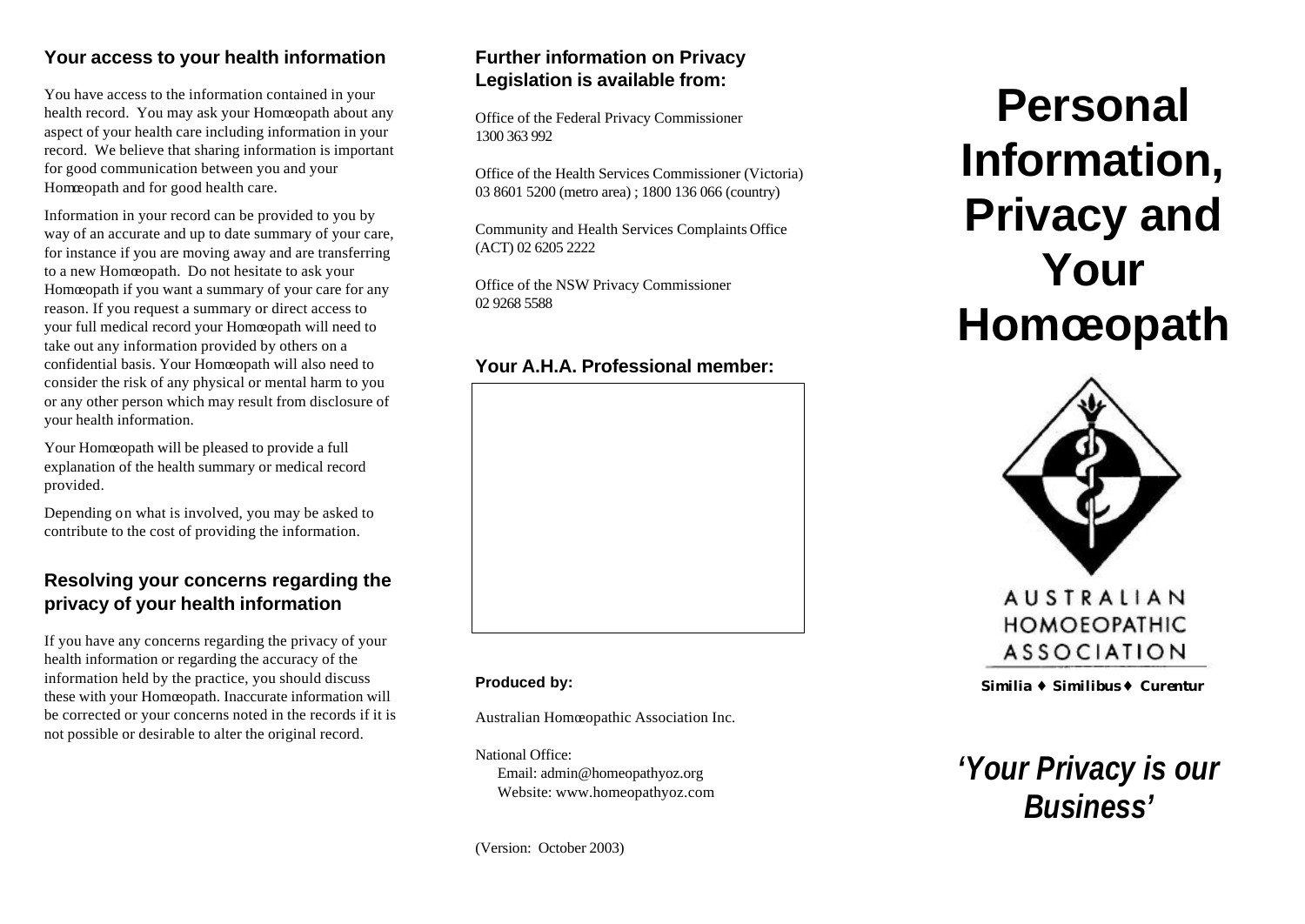## Your access to your health information

You have access to the information contained in your health record. You may ask your Homœopath about any aspect of your health care including information in your record. We believe that sharing information is important for good communication between you and your Homœopath and for good health care.

Information in your record can be provided to you by way of an accurate and up to date summary of your care, for instance if you are moving away and are transferring to a new Homœopath. Do not hesitate to ask your Homœopath if you want a summary of your care for any reason. If you request a summary or direct access to your full medical record your Homœopath will need to take out any information provided by others on a confidential basis. Your Homœopath will also need to consider the risk of any physical or mental harm to you or any other person which may result from disclosure of your health information.

Your Homœopath will be pleased to provide a full explanation of the health summary or medical record provided.

Depending on what is involved, you may be asked to contribute to the cost of providing the information.

## Resolving your concerns regarding the privacy of your health information

If you have any concerns regarding the privacy of your health information or regarding the accuracy of the information held by the practice, you should discuss these with your Homœopath. Inaccurate information will be corrected or your concerns noted in the records if it is not possible or desirable to alter the original record.

## Further information on Privacy Legislation is available from:

Office of the Federal Privacy Commissioner
1300 363 992

Office of the Health Services Commissioner (Victoria)
03 8601 5200 (metro area) ; 1800 136 066 (country)

Community and Health Services Complaints Office (ACT) 02 6205 2222

Office of the NSW Privacy Commissioner
02 9268 5588

## Your A.H.A. Professional member:

**Produced by:**

Australian Homœopathic Association Inc.

National Office:
Email: admin@homeopathyoz.org
Website: www.homeopathyoz.com

(Version: October 2003)

# Personal Information, Privacy and Your Homœopath

AUSTRALIAN HOMOEOPATHIC ASSOCIATION

**Similia ♦ Similibus ♦ Curentur**

***'Your Privacy is our Business'***